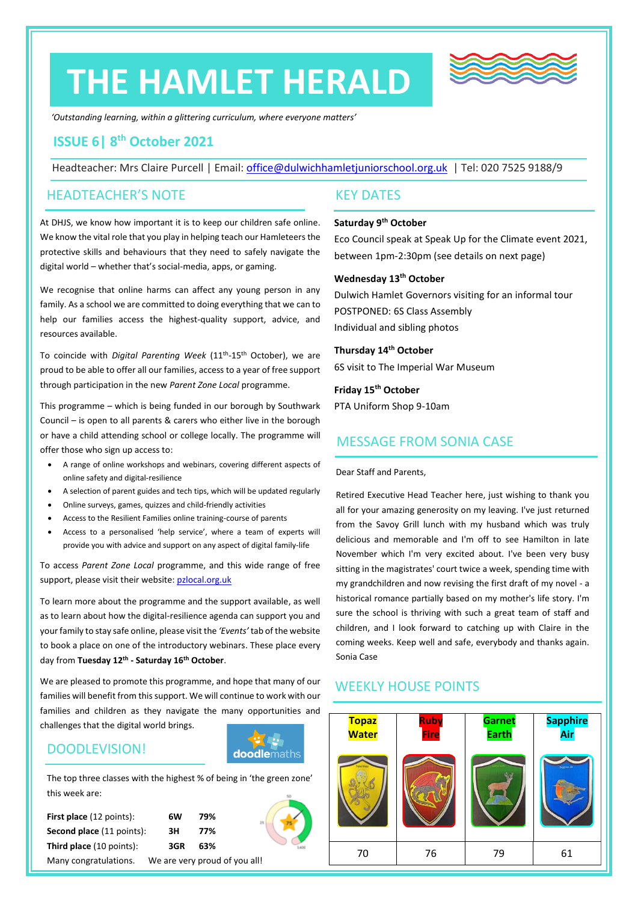# THE HAMLET HERALD

*'Outstanding learning, within a glittering curriculum, where everyone matters'*

## ISSUE 6| 8th October 2021

Headteacher: Mrs Claire Purcell | Email: office@dulwichhamletjuniorschool.org.uk | Tel: 020 7525 9188/9

## HEADTEACHER'S NOTE

At DHJS, we know how important it is to keep our children safe online. We know the vital role that you play in helping teach our Hamleteers the protective skills and behaviours that they need to safely navigate the digital world – whether that's social-media, apps, or gaming.

We recognise that online harms can affect any young person in any family. As a school we are committed to doing everything that we can to help our families access the highest-quality support, advice, and resources available.

To coincide with *Digital Parenting Week* (11th-15th October), we are proud to be able to offer all our families, access to a year of free support through participation in the new *Parent Zone Local* programme.

This programme – which is being funded in our borough by Southwark Council – is open to all parents & carers who either live in the borough or have a child attending school or college locally. The programme will offer those who sign up access to:

- A range of online workshops and webinars, covering different aspects of online safety and digital-resilience
- A selection of parent guides and tech tips, which will be updated regularly
- Online surveys, games, quizzes and child-friendly activities
- Access to the Resilient Families online training-course of parents
- Access to a personalised 'help service', where a team of experts will provide you with advice and support on any aspect of digital family-life

To access *Parent Zone Local* programme, and this wide range of free support, please visit their website: pzlocal.org.uk

To learn more about the programme and the support available, as well as to learn about how the digital-resilience agenda can support you and your family to stay safe online, please visit the *'Events'* tab of the website to book a place on one of the introductory webinars. These place every day from **Tuesday 12th - Saturday 16th October**.

We are pleased to promote this programme, and hope that many of our families will benefit from this support. We will continue to work with our families and children as they navigate the many opportunities and challenges that the digital world brings.

## DOODLEVISION!

The top three classes with the highest % of being in 'the green zone' this week are:

| | | |
|---|---|---|
| **First place** (12 points): | **6W** | **79%** |
| **Second place** (11 points): | **3H** | **77%** |
| **Third place** (10 points): | **3GR** | **63%** |

Many congratulations. We are very proud of you all!

## KEY DATES

**Saturday 9th October**
Eco Council speak at Speak Up for the Climate event 2021, between 1pm-2:30pm (see details on next page)

**Wednesday 13th October**
Dulwich Hamlet Governors visiting for an informal tour
POSTPONED: 6S Class Assembly
Individual and sibling photos

**Thursday 14th October**
6S visit to The Imperial War Museum

**Friday 15th October**
PTA Uniform Shop 9-10am

## MESSAGE FROM SONIA CASE

Dear Staff and Parents,

Retired Executive Head Teacher here, just wishing to thank you all for your amazing generosity on my leaving. I've just returned from the Savoy Grill lunch with my husband which was truly delicious and memorable and I'm off to see Hamilton in late November which I'm very excited about. I've been very busy sitting in the magistrates' court twice a week, spending time with my grandchildren and now revising the first draft of my novel - a historical romance partially based on my mother's life story. I'm sure the school is thriving with such a great team of staff and children, and I look forward to catching up with Claire in the coming weeks. Keep well and safe, everybody and thanks again.
Sonia Case

## WEEKLY HOUSE POINTS

| Topaz Water | Ruby Fire | Garnet Earth | Sapphire Air |
|---|---|---|---|
| 70 | 76 | 79 | 61 |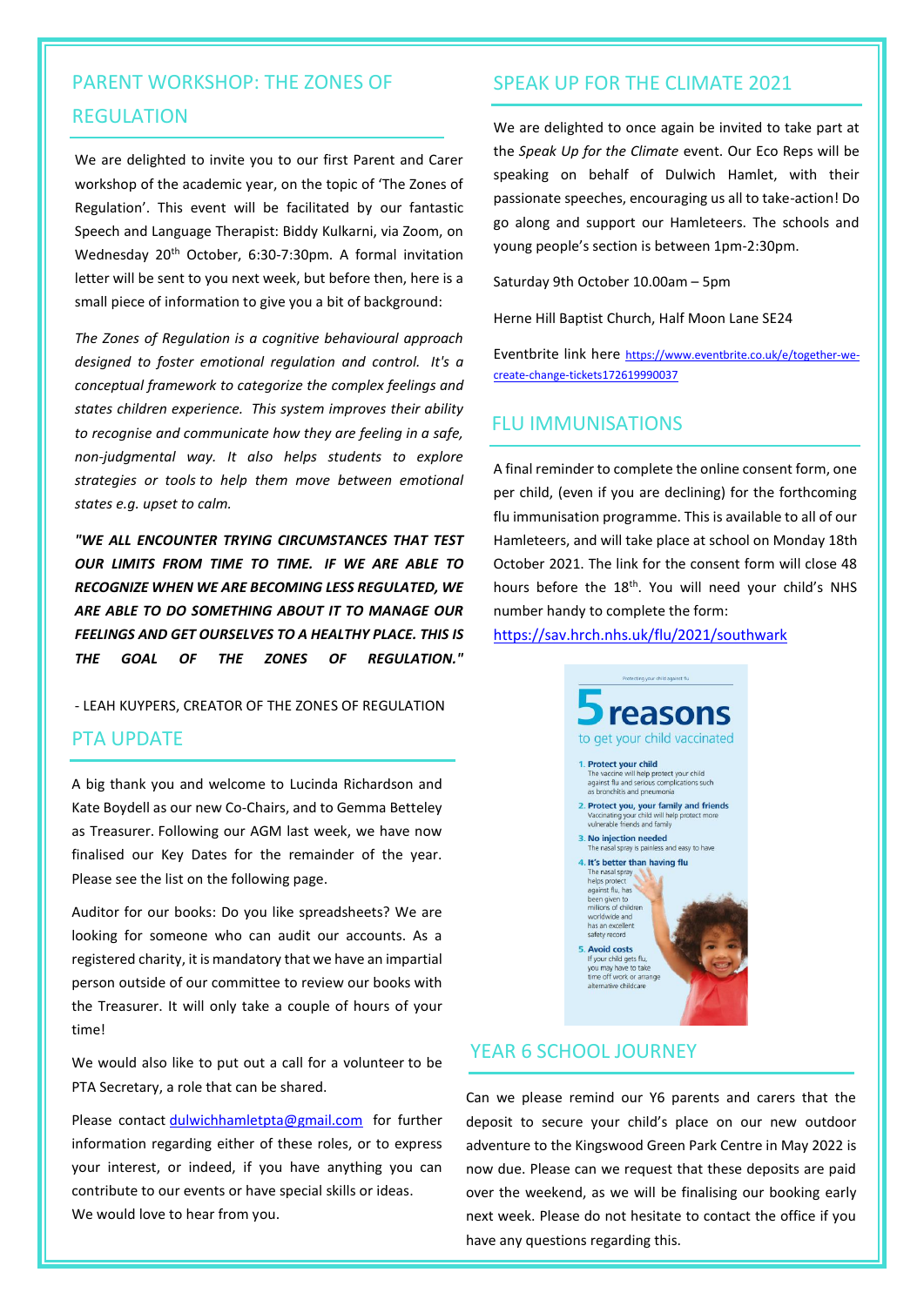## PARENT WORKSHOP: THE ZONES OF REGULATION

We are delighted to invite you to our first Parent and Carer workshop of the academic year, on the topic of 'The Zones of Regulation'. This event will be facilitated by our fantastic Speech and Language Therapist: Biddy Kulkarni, via Zoom, on Wednesday 20th October, 6:30-7:30pm. A formal invitation letter will be sent to you next week, but before then, here is a small piece of information to give you a bit of background:

*The Zones of Regulation is a cognitive behavioural approach designed to foster emotional regulation and control. It's a conceptual framework to categorize the complex feelings and states children experience. This system improves their ability to recognise and communicate how they are feeling in a safe, non-judgmental way. It also helps students to explore strategies or tools to help them move between emotional states e.g. upset to calm.*

***"WE ALL ENCOUNTER TRYING CIRCUMSTANCES THAT TEST OUR LIMITS FROM TIME TO TIME. IF WE ARE ABLE TO RECOGNIZE WHEN WE ARE BECOMING LESS REGULATED, WE ARE ABLE TO DO SOMETHING ABOUT IT TO MANAGE OUR FEELINGS AND GET OURSELVES TO A HEALTHY PLACE. THIS IS THE GOAL OF THE ZONES OF REGULATION."***

- LEAH KUYPERS, CREATOR OF THE ZONES OF REGULATION

## PTA UPDATE

A big thank you and welcome to Lucinda Richardson and Kate Boydell as our new Co-Chairs, and to Gemma Betteley as Treasurer. Following our AGM last week, we have now finalised our Key Dates for the remainder of the year. Please see the list on the following page.

Auditor for our books: Do you like spreadsheets? We are looking for someone who can audit our accounts. As a registered charity, it is mandatory that we have an impartial person outside of our committee to review our books with the Treasurer. It will only take a couple of hours of your time!

We would also like to put out a call for a volunteer to be PTA Secretary, a role that can be shared.

Please contact dulwichhamletpta@gmail.com for further information regarding either of these roles, or to express your interest, or indeed, if you have anything you can contribute to our events or have special skills or ideas.
We would love to hear from you.

## SPEAK UP FOR THE CLIMATE 2021

We are delighted to once again be invited to take part at the *Speak Up for the Climate* event. Our Eco Reps will be speaking on behalf of Dulwich Hamlet, with their passionate speeches, encouraging us all to take-action! Do go along and support our Hamleteers. The schools and young people's section is between 1pm-2:30pm.

Saturday 9th October 10.00am – 5pm

Herne Hill Baptist Church, Half Moon Lane SE24

Eventbrite link here https://www.eventbrite.co.uk/e/together-we-create-change-tickets172619990037

## FLU IMMUNISATIONS

A final reminder to complete the online consent form, one per child, (even if you are declining) for the forthcoming flu immunisation programme. This is available to all of our Hamleteers, and will take place at school on Monday 18th October 2021. The link for the consent form will close 48 hours before the 18th. You will need your child's NHS number handy to complete the form:
https://sav.hrch.nhs.uk/flu/2021/southwark

Protecting your child against flu

**5 reasons** to get your child vaccinated

1. **Protect your child** The vaccine will help protect your child against flu and serious complications such as bronchitis and pneumonia
2. **Protect you, your family and friends** Vaccinating your child will help protect more vulnerable friends and family
3. **No injection needed** The nasal spray is painless and easy to have
4. **It's better than having flu** The nasal spray helps protect against flu, has been given to millions of children worldwide and has an excellent safety record
5. **Avoid costs** If your child gets flu, you may have to take time off work or arrange alternative childcare

## YEAR 6 SCHOOL JOURNEY

Can we please remind our Y6 parents and carers that the deposit to secure your child's place on our new outdoor adventure to the Kingswood Green Park Centre in May 2022 is now due. Please can we request that these deposits are paid over the weekend, as we will be finalising our booking early next week. Please do not hesitate to contact the office if you have any questions regarding this.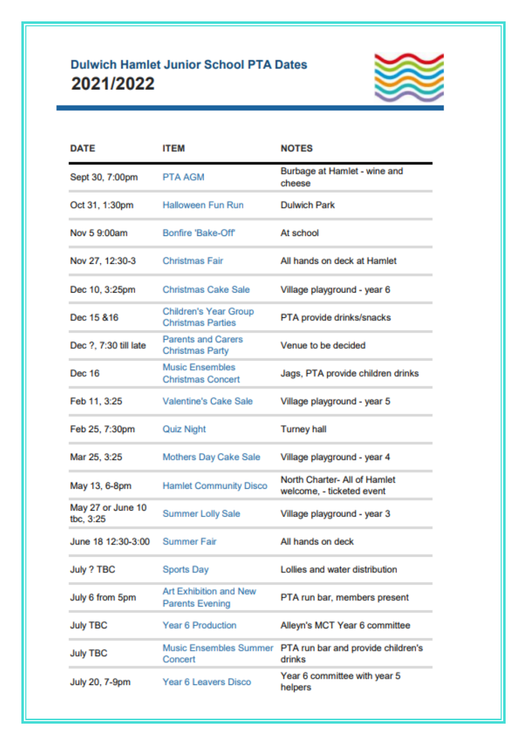## Dulwich Hamlet Junior School PTA Dates

# 2021/2022

| DATE | ITEM | NOTES |
|---|---|---|
| Sept 30, 7:00pm | PTA AGM | Burbage at Hamlet - wine and cheese |
| Oct 31, 1:30pm | Halloween Fun Run | Dulwich Park |
| Nov 5 9:00am | Bonfire 'Bake-Off' | At school |
| Nov 27, 12:30-3 | Christmas Fair | All hands on deck at Hamlet |
| Dec 10, 3:25pm | Christmas Cake Sale | Village playground - year 6 |
| Dec 15 &16 | Children's Year Group Christmas Parties | PTA provide drinks/snacks |
| Dec ?, 7:30 till late | Parents and Carers Christmas Party | Venue to be decided |
| Dec 16 | Music Ensembles Christmas Concert | Jags, PTA provide children drinks |
| Feb 11, 3:25 | Valentine's Cake Sale | Village playground - year 5 |
| Feb 25, 7:30pm | Quiz Night | Turney hall |
| Mar 25, 3:25 | Mothers Day Cake Sale | Village playground - year 4 |
| May 13, 6-8pm | Hamlet Community Disco | North Charter- All of Hamlet welcome, - ticketed event |
| May 27 or June 10 tbc, 3:25 | Summer Lolly Sale | Village playground - year 3 |
| June 18 12:30-3:00 | Summer Fair | All hands on deck |
| July ? TBC | Sports Day | Lollies and water distribution |
| July 6 from 5pm | Art Exhibition and New Parents Evening | PTA run bar, members present |
| July TBC | Year 6 Production | Alleyn's MCT Year 6 committee |
| July TBC | Music Ensembles Summer Concert | PTA run bar and provide children's drinks |
| July 20, 7-9pm | Year 6 Leavers Disco | Year 6 committee with year 5 helpers |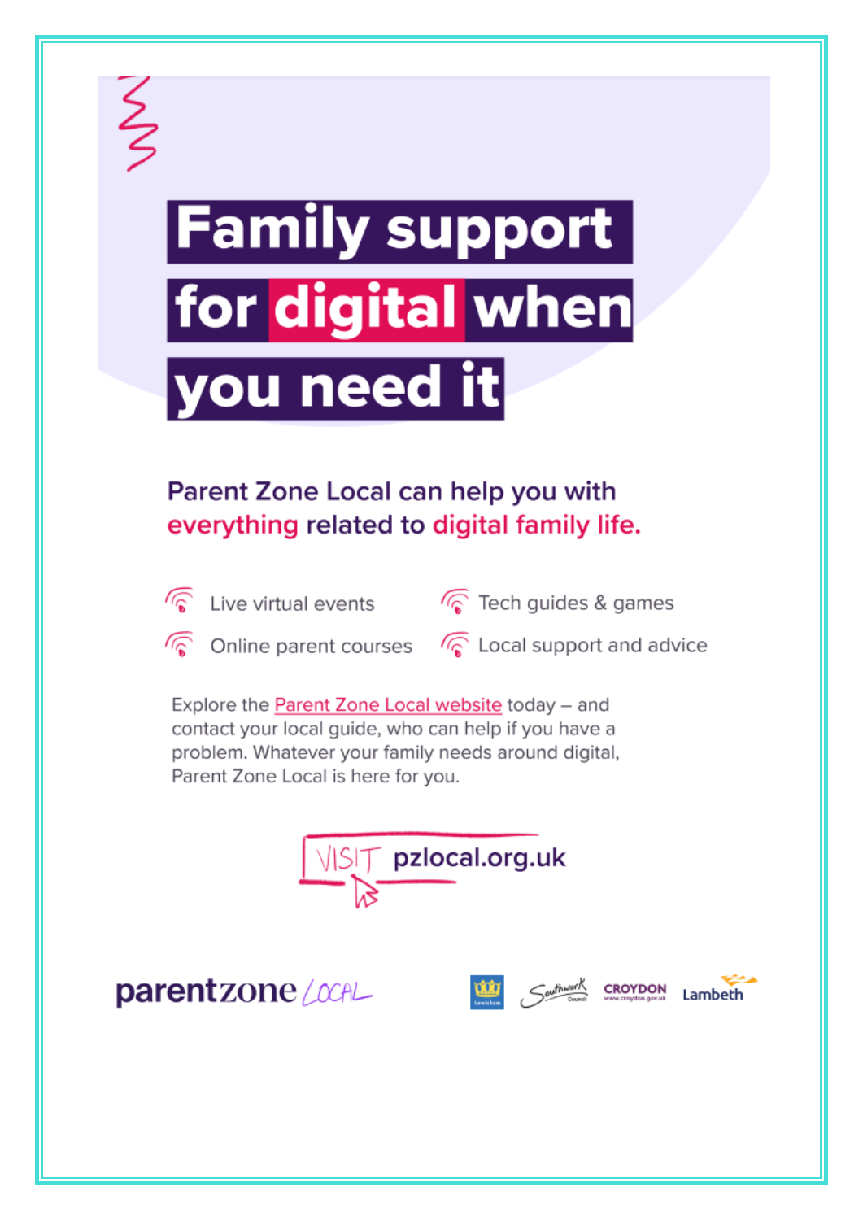# Family support for digital when you need it

**Parent Zone Local can help you with everything related to digital family life.**

- Live virtual events
- Tech guides & games
- Online parent courses
- Local support and advice

Explore the Parent Zone Local website today – and contact your local guide, who can help if you have a problem. Whatever your family needs around digital, Parent Zone Local is here for you.

VISIT **pzlocal.org.uk**

parentzone LOCAL

Lewisham · Southwark Council · CROYDON www.croydon.gov.uk · Lambeth